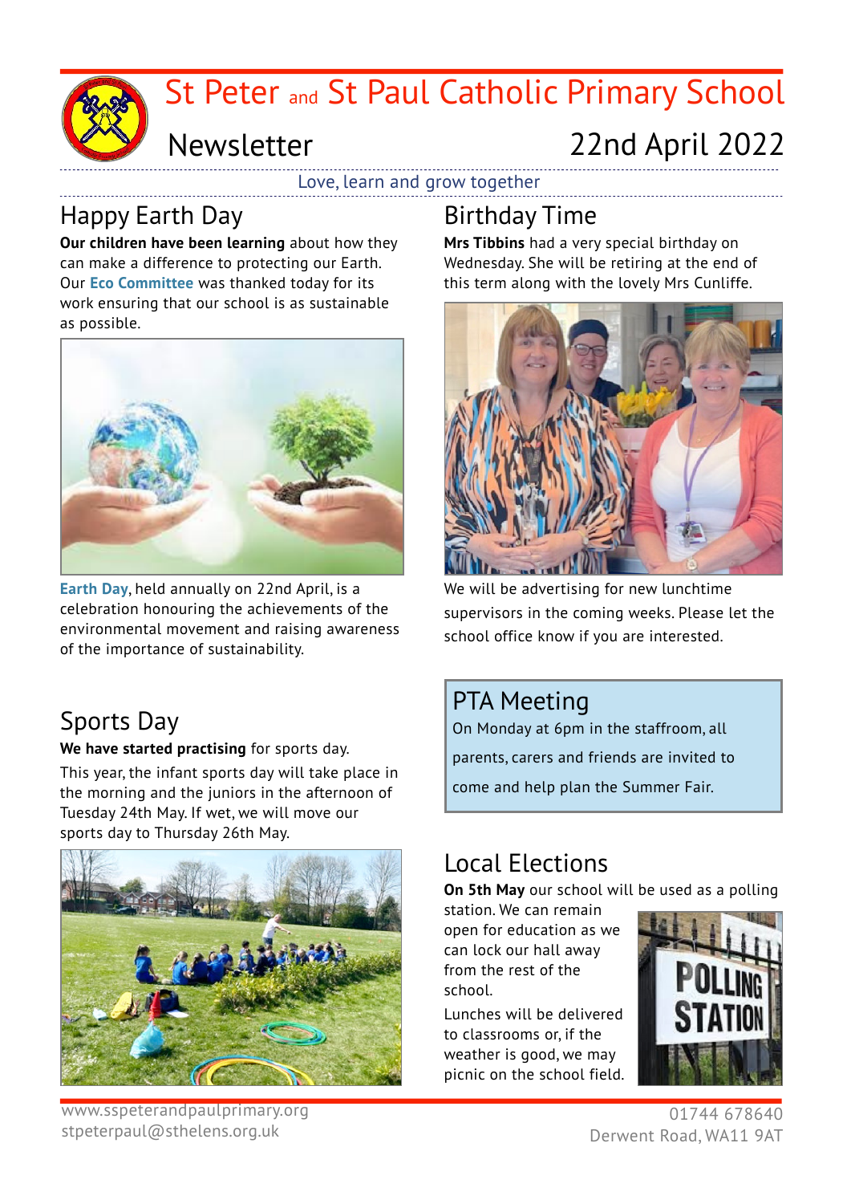# St Peter and St Paul Catholic Primary School

## Newsletter

22nd April 2022

Love, learn and grow together

## Happy Earth Day

**Our children have been learning** about how they can make a difference to protecting our Earth. Our **Eco Committee** was thanked today for its work ensuring that our school is as sustainable as possible.

**Earth Day**, held annually on 22nd April, is a celebration honouring the achievements of the environmental movement and raising awareness of the importance of sustainability.

## Sports Day

**We have started practising** for sports day.

This year, the infant sports day will take place in the morning and the juniors in the afternoon of Tuesday 24th May. If wet, we will move our sports day to Thursday 26th May.

## Birthday Time

**Mrs Tibbins** had a very special birthday on Wednesday. She will be retiring at the end of this term along with the lovely Mrs Cunliffe.

We will be advertising for new lunchtime supervisors in the coming weeks. Please let the school office know if you are interested.

## PTA Meeting

On Monday at 6pm in the staffroom, all parents, carers and friends are invited to come and help plan the Summer Fair.

## Local Elections

**On 5th May** our school will be used as a polling station. We can remain open for education as we can lock our hall away from the rest of the school.

Lunches will be delivered to classrooms or, if the weather is good, we may picnic on the school field.

www.sspeterandpaulprimary.org
stpeterpaul@sthelens.org.uk

01744 678640
Derwent Road, WA11 9AT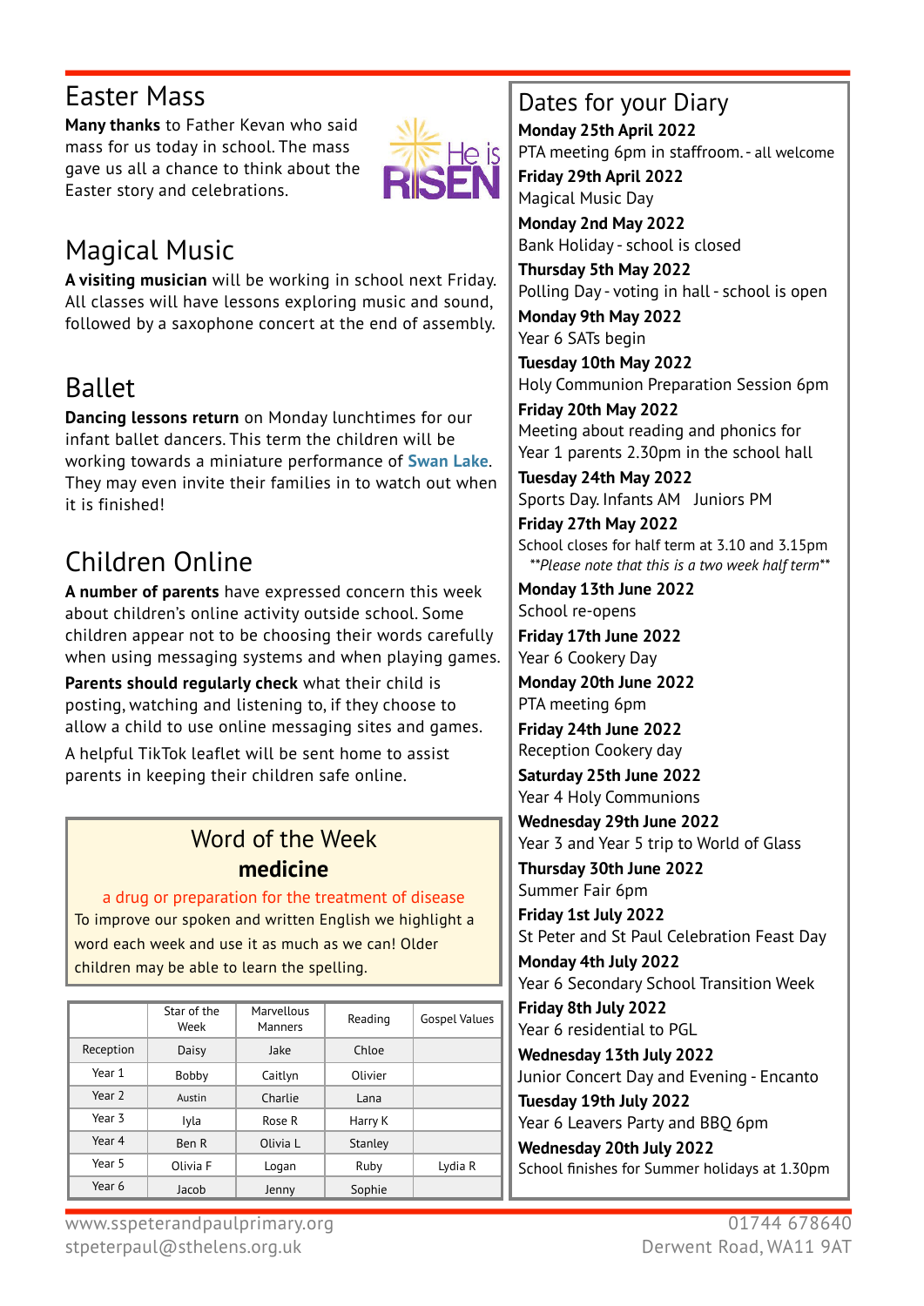# Easter Mass

**Many thanks** to Father Kevan who said mass for us today in school. The mass gave us all a chance to think about the Easter story and celebrations.

# Magical Music

**A visiting musician** will be working in school next Friday. All classes will have lessons exploring music and sound, followed by a saxophone concert at the end of assembly.

# Ballet

**Dancing lessons return** on Monday lunchtimes for our infant ballet dancers. This term the children will be working towards a miniature performance of **Swan Lake**. They may even invite their families in to watch out when it is finished!

# Children Online

**A number of parents** have expressed concern this week about children's online activity outside school. Some children appear not to be choosing their words carefully when using messaging systems and when playing games.

**Parents should regularly check** what their child is posting, watching and listening to, if they choose to allow a child to use online messaging sites and games.

A helpful TikTok leaflet will be sent home to assist parents in keeping their children safe online.

## Word of the Week

**medicine**

a drug or preparation for the treatment of disease

To improve our spoken and written English we highlight a word each week and use it as much as we can! Older children may be able to learn the spelling.

| | Star of the Week | Marvellous Manners | Reading | Gospel Values |
|---|---|---|---|---|
| Reception | Daisy | Jake | Chloe | |
| Year 1 | Bobby | Caitlyn | Olivier | |
| Year 2 | Austin | Charlie | Lana | |
| Year 3 | Iyla | Rose R | Harry K | |
| Year 4 | Ben R | Olivia L | Stanley | |
| Year 5 | Olivia F | Logan | Ruby | Lydia R |
| Year 6 | Jacob | Jenny | Sophie | |

# Dates for your Diary

**Monday 25th April 2022**
PTA meeting 6pm in staffroom. - all welcome

**Friday 29th April 2022**
Magical Music Day

**Monday 2nd May 2022**
Bank Holiday - school is closed

**Thursday 5th May 2022**
Polling Day - voting in hall - school is open

**Monday 9th May 2022**
Year 6 SATs begin

**Tuesday 10th May 2022**
Holy Communion Preparation Session 6pm

**Friday 20th May 2022**
Meeting about reading and phonics for Year 1 parents 2.30pm in the school hall

**Tuesday 24th May 2022**
Sports Day. Infants AM Juniors PM

**Friday 27th May 2022**
School closes for half term at 3.10 and 3.15pm
*\*\*Please note that this is a two week half term\*\**

**Monday 13th June 2022**
School re-opens

**Friday 17th June 2022**
Year 6 Cookery Day

**Monday 20th June 2022**
PTA meeting 6pm

**Friday 24th June 2022**
Reception Cookery day

**Saturday 25th June 2022**
Year 4 Holy Communions

**Wednesday 29th June 2022**
Year 3 and Year 5 trip to World of Glass

**Thursday 30th June 2022**
Summer Fair 6pm

**Friday 1st July 2022**
St Peter and St Paul Celebration Feast Day

**Monday 4th July 2022**
Year 6 Secondary School Transition Week

**Friday 8th July 2022**
Year 6 residential to PGL

**Wednesday 13th July 2022**
Junior Concert Day and Evening - Encanto

**Tuesday 19th July 2022**
Year 6 Leavers Party and BBQ 6pm

**Wednesday 20th July 2022**
School finishes for Summer holidays at 1.30pm

www.sspeterandpaulprimary.org
stpeterpaul@sthelens.org.uk
01744 678640
Derwent Road, WA11 9AT